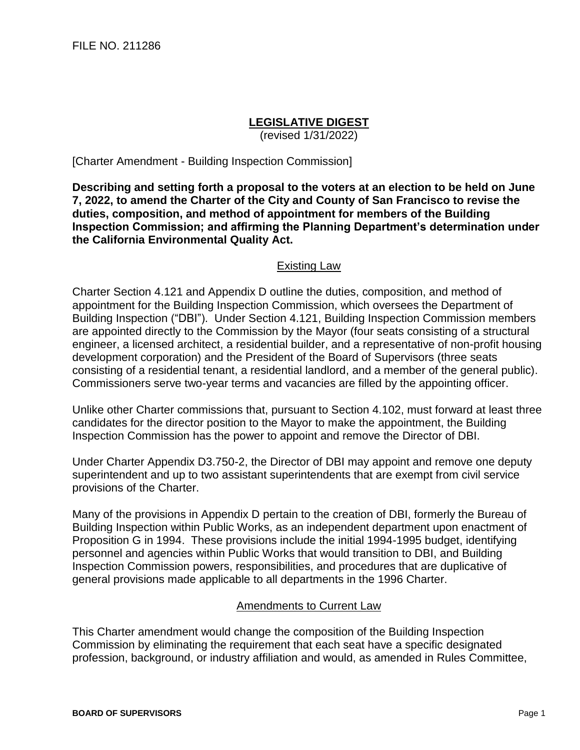FILE NO. 211286

# LEGISLATIVE DIGEST

(revised 1/31/2022)

[Charter Amendment - Building Inspection Commission]

**Describing and setting forth a proposal to the voters at an election to be held on June 7, 2022, to amend the Charter of the City and County of San Francisco to revise the duties, composition, and method of appointment for members of the Building Inspection Commission; and affirming the Planning Department's determination under the California Environmental Quality Act.**

## Existing Law

Charter Section 4.121 and Appendix D outline the duties, composition, and method of appointment for the Building Inspection Commission, which oversees the Department of Building Inspection ("DBI"). Under Section 4.121, Building Inspection Commission members are appointed directly to the Commission by the Mayor (four seats consisting of a structural engineer, a licensed architect, a residential builder, and a representative of non-profit housing development corporation) and the President of the Board of Supervisors (three seats consisting of a residential tenant, a residential landlord, and a member of the general public). Commissioners serve two-year terms and vacancies are filled by the appointing officer.

Unlike other Charter commissions that, pursuant to Section 4.102, must forward at least three candidates for the director position to the Mayor to make the appointment, the Building Inspection Commission has the power to appoint and remove the Director of DBI.

Under Charter Appendix D3.750-2, the Director of DBI may appoint and remove one deputy superintendent and up to two assistant superintendents that are exempt from civil service provisions of the Charter.

Many of the provisions in Appendix D pertain to the creation of DBI, formerly the Bureau of Building Inspection within Public Works, as an independent department upon enactment of Proposition G in 1994. These provisions include the initial 1994-1995 budget, identifying personnel and agencies within Public Works that would transition to DBI, and Building Inspection Commission powers, responsibilities, and procedures that are duplicative of general provisions made applicable to all departments in the 1996 Charter.

## Amendments to Current Law

This Charter amendment would change the composition of the Building Inspection Commission by eliminating the requirement that each seat have a specific designated profession, background, or industry affiliation and would, as amended in Rules Committee,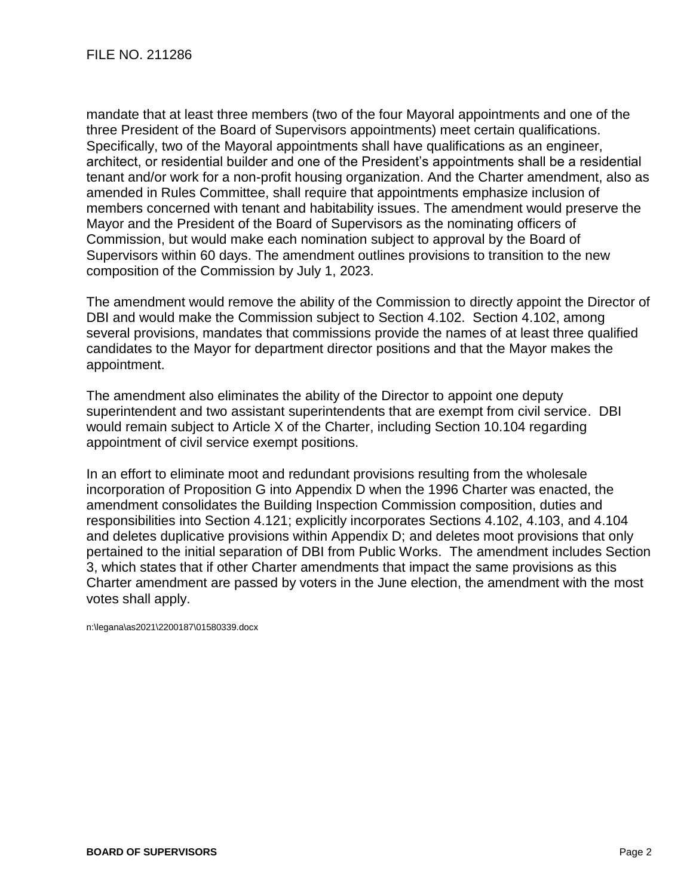mandate that at least three members (two of the four Mayoral appointments and one of the three President of the Board of Supervisors appointments) meet certain qualifications. Specifically, two of the Mayoral appointments shall have qualifications as an engineer, architect, or residential builder and one of the President's appointments shall be a residential tenant and/or work for a non-profit housing organization. And the Charter amendment, also as amended in Rules Committee, shall require that appointments emphasize inclusion of members concerned with tenant and habitability issues. The amendment would preserve the Mayor and the President of the Board of Supervisors as the nominating officers of Commission, but would make each nomination subject to approval by the Board of Supervisors within 60 days. The amendment outlines provisions to transition to the new composition of the Commission by July 1, 2023.

The amendment would remove the ability of the Commission to directly appoint the Director of DBI and would make the Commission subject to Section 4.102. Section 4.102, among several provisions, mandates that commissions provide the names of at least three qualified candidates to the Mayor for department director positions and that the Mayor makes the appointment.

The amendment also eliminates the ability of the Director to appoint one deputy superintendent and two assistant superintendents that are exempt from civil service. DBI would remain subject to Article X of the Charter, including Section 10.104 regarding appointment of civil service exempt positions.

In an effort to eliminate moot and redundant provisions resulting from the wholesale incorporation of Proposition G into Appendix D when the 1996 Charter was enacted, the amendment consolidates the Building Inspection Commission composition, duties and responsibilities into Section 4.121; explicitly incorporates Sections 4.102, 4.103, and 4.104 and deletes duplicative provisions within Appendix D; and deletes moot provisions that only pertained to the initial separation of DBI from Public Works. The amendment includes Section 3, which states that if other Charter amendments that impact the same provisions as this Charter amendment are passed by voters in the June election, the amendment with the most votes shall apply.

n:\legana\as2021\2200187\01580339.docx